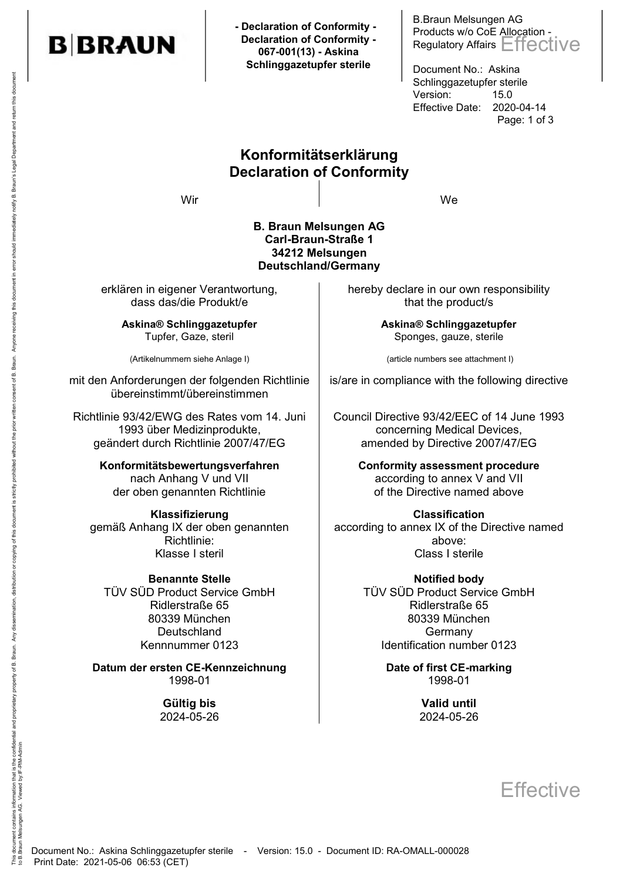# Konformitätserklärung
# Declaration of Conformity

| Wir | We |
|---|---|

**B. Braun Melsungen AG**
**Carl-Braun-Straße 1**
**34212 Melsungen**
**Deutschland/Germany**

| | |
|---|---|
| erklären in eigener Verantwortung, dass das/die Produkt/e | hereby declare in our own responsibility that the product/s |
| **Askina® Schlinggazetupfer**<br>Tupfer, Gaze, steril | **Askina® Schlinggazetupfer**<br>Sponges, gauze, sterile |
| (Artikelnummern siehe Anlage I) | (article numbers see attachment I) |
| mit den Anforderungen der folgenden Richtlinie übereinstimmt/übereinstimmen | is/are in compliance with the following directive |
| Richtlinie 93/42/EWG des Rates vom 14. Juni 1993 über Medizinprodukte, geändert durch Richtlinie 2007/47/EG | Council Directive 93/42/EEC of 14 June 1993 concerning Medical Devices, amended by Directive 2007/47/EG |
| **Konformitätsbewertungsverfahren**<br>nach Anhang V und VII der oben genannten Richtlinie | **Conformity assessment procedure**<br>according to annex V and VII of the Directive named above |
| **Klassifizierung**<br>gemäß Anhang IX der oben genannten Richtlinie:<br>Klasse I steril | **Classification**<br>according to annex IX of the Directive named above:<br>Class I sterile |
| **Benannte Stelle**<br>TÜV SÜD Product Service GmbH<br>Ridlerstraße 65<br>80339 München<br>Deutschland<br>Kennnummer 0123 | **Notified body**<br>TÜV SÜD Product Service GmbH<br>Ridlerstraße 65<br>80339 München<br>Germany<br>Identification number 0123 |
| **Datum der ersten CE-Kennzeichnung**<br>1998-01 | **Date of first CE-marking**<br>1998-01 |
| **Gültig bis**<br>2024-05-26 | **Valid until**<br>2024-05-26 |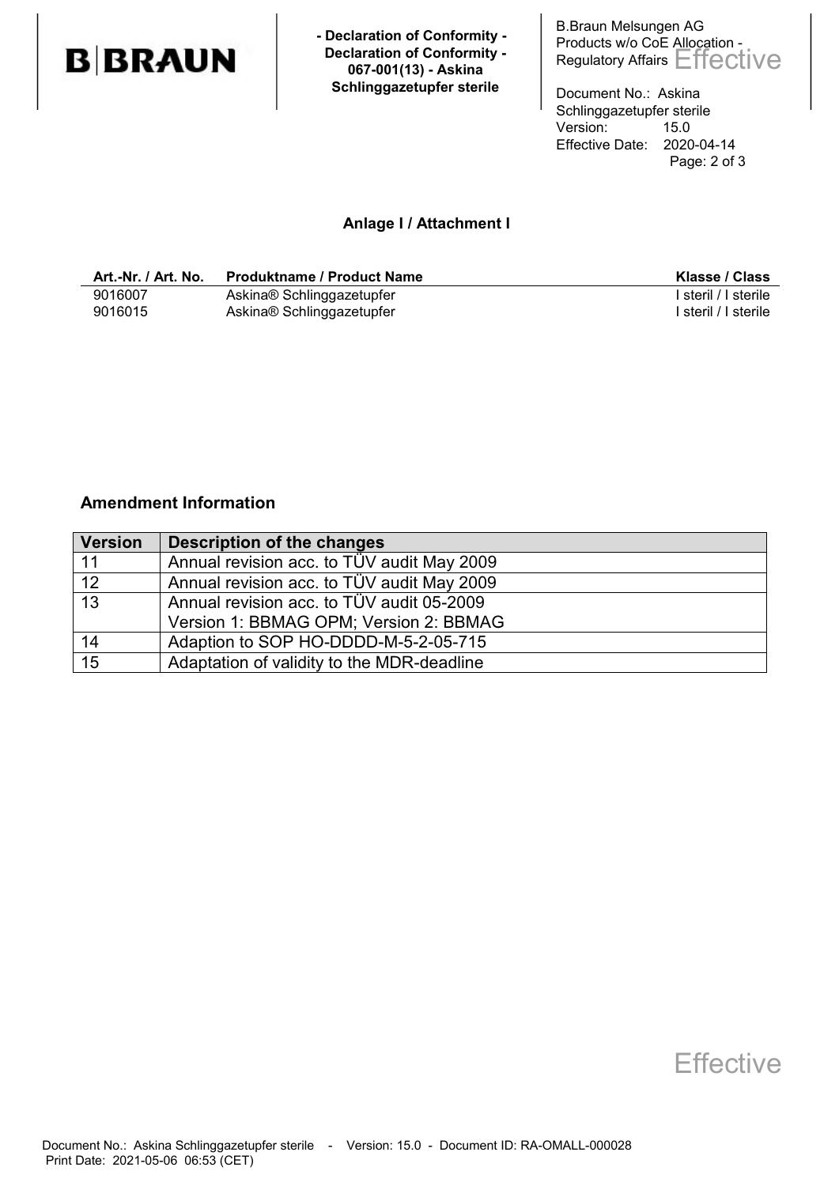## Anlage I / Attachment I

| Art.-Nr. / Art. No. | Produktname / Product Name | Klasse / Class |
| --- | --- | --- |
| 9016007 | Askina® Schlinggazetupfer | I steril / I sterile |
| 9016015 | Askina® Schlinggazetupfer | I steril / I sterile |

### Amendment Information

| Version | Description of the changes |
| --- | --- |
| 11 | Annual revision acc. to TÜV audit May 2009 |
| 12 | Annual revision acc. to TÜV audit May 2009 |
| 13 | Annual revision acc. to TÜV audit 05-2009<br>Version 1: BBMAG OPM; Version 2: BBMAG |
| 14 | Adaption to SOP HO-DDDD-M-5-2-05-715 |
| 15 | Adaptation of validity to the MDR-deadline |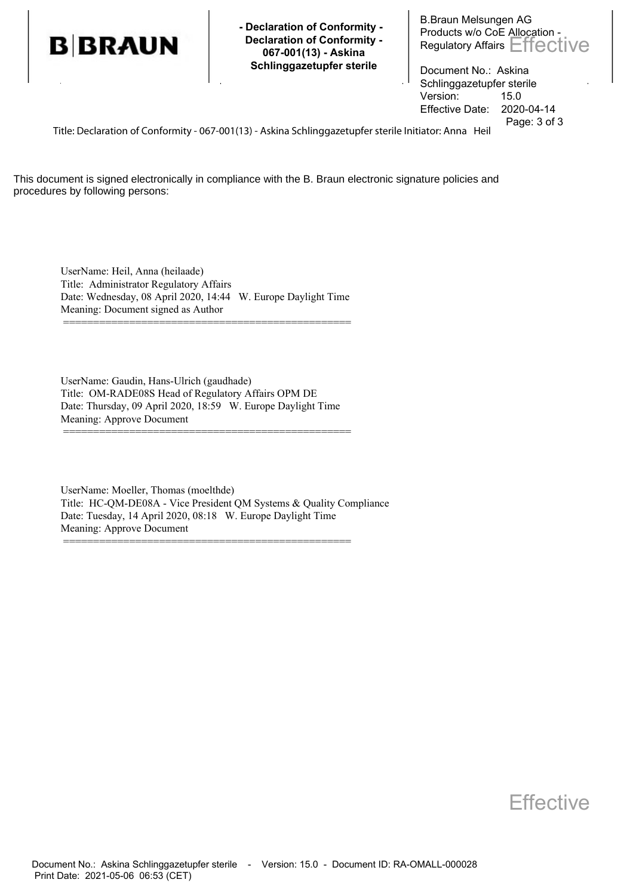This document is signed electronically in compliance with the B. Braun electronic signature policies and procedures by following persons:

UserName: Heil, Anna (heilaade)
Title: Administrator Regulatory Affairs
Date: Wednesday, 08 April 2020, 14:44 W. Europe Daylight Time
Meaning: Document signed as Author

================================================

UserName: Gaudin, Hans-Ulrich (gaudhade)
Title: OM-RADE08S Head of Regulatory Affairs OPM DE
Date: Thursday, 09 April 2020, 18:59 W. Europe Daylight Time
Meaning: Approve Document

================================================

UserName: Moeller, Thomas (moelthde)
Title: HC-QM-DE08A - Vice President QM Systems & Quality Compliance
Date: Tuesday, 14 April 2020, 08:18 W. Europe Daylight Time
Meaning: Approve Document

================================================